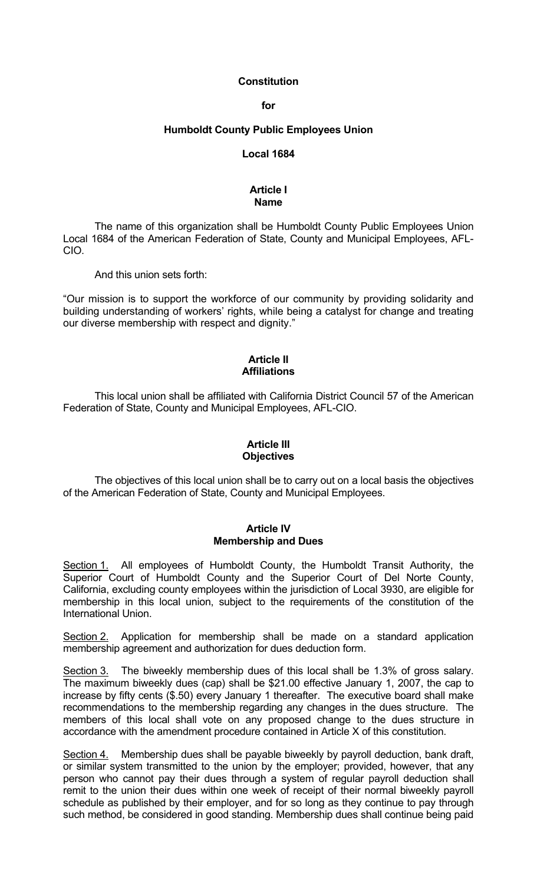**Constitution**

**for**

**Humboldt County Public Employees Union**

**Local 1684**

## Article I
## Name

The name of this organization shall be Humboldt County Public Employees Union Local 1684 of the American Federation of State, County and Municipal Employees, AFL-CIO.

And this union sets forth:

"Our mission is to support the workforce of our community by providing solidarity and building understanding of workers' rights, while being a catalyst for change and treating our diverse membership with respect and dignity."

## Article II
## Affiliations

This local union shall be affiliated with California District Council 57 of the American Federation of State, County and Municipal Employees, AFL-CIO.

## Article III
## Objectives

The objectives of this local union shall be to carry out on a local basis the objectives of the American Federation of State, County and Municipal Employees.

## Article IV
## Membership and Dues

Section 1. All employees of Humboldt County, the Humboldt Transit Authority, the Superior Court of Humboldt County and the Superior Court of Del Norte County, California, excluding county employees within the jurisdiction of Local 3930, are eligible for membership in this local union, subject to the requirements of the constitution of the International Union.

Section 2. Application for membership shall be made on a standard application membership agreement and authorization for dues deduction form.

Section 3. The biweekly membership dues of this local shall be 1.3% of gross salary. The maximum biweekly dues (cap) shall be $21.00 effective January 1, 2007, the cap to increase by fifty cents ($.50) every January 1 thereafter. The executive board shall make recommendations to the membership regarding any changes in the dues structure. The members of this local shall vote on any proposed change to the dues structure in accordance with the amendment procedure contained in Article X of this constitution.

Section 4. Membership dues shall be payable biweekly by payroll deduction, bank draft, or similar system transmitted to the union by the employer; provided, however, that any person who cannot pay their dues through a system of regular payroll deduction shall remit to the union their dues within one week of receipt of their normal biweekly payroll schedule as published by their employer, and for so long as they continue to pay through such method, be considered in good standing. Membership dues shall continue being paid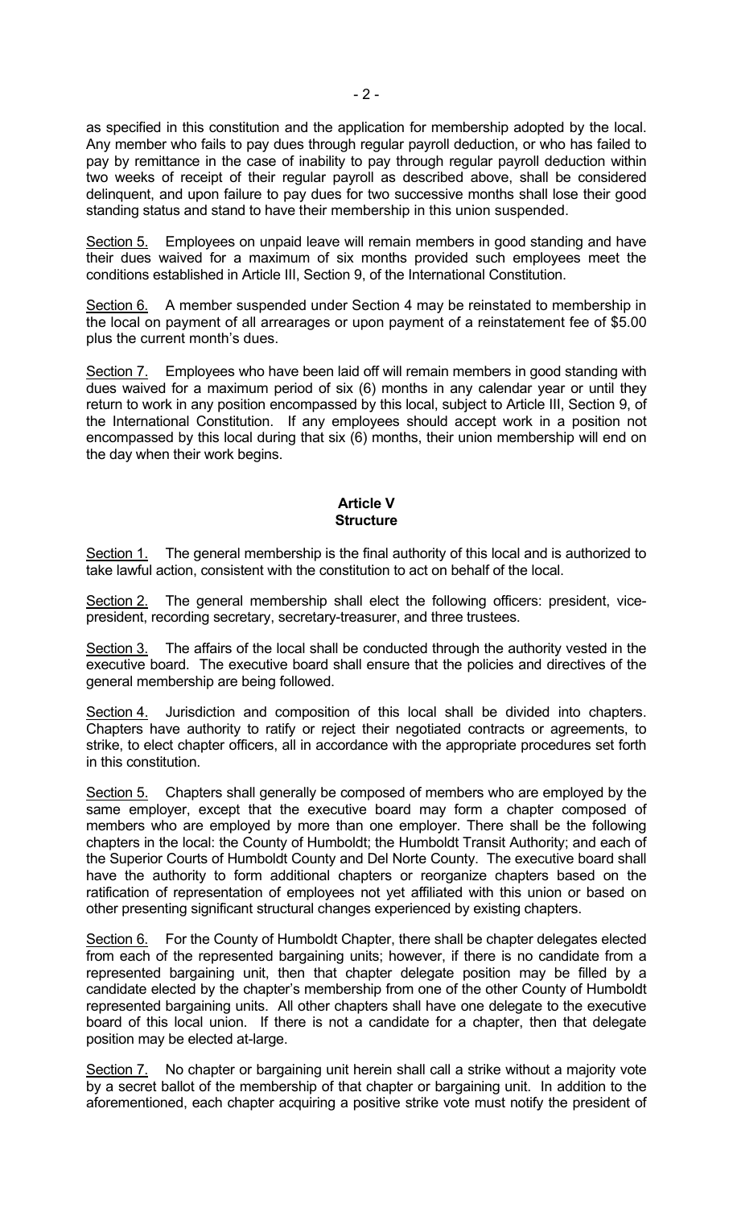as specified in this constitution and the application for membership adopted by the local. Any member who fails to pay dues through regular payroll deduction, or who has failed to pay by remittance in the case of inability to pay through regular payroll deduction within two weeks of receipt of their regular payroll as described above, shall be considered delinquent, and upon failure to pay dues for two successive months shall lose their good standing status and stand to have their membership in this union suspended.

Section 5. Employees on unpaid leave will remain members in good standing and have their dues waived for a maximum of six months provided such employees meet the conditions established in Article III, Section 9, of the International Constitution.

Section 6. A member suspended under Section 4 may be reinstated to membership in the local on payment of all arrearages or upon payment of a reinstatement fee of $5.00 plus the current month's dues.

Section 7. Employees who have been laid off will remain members in good standing with dues waived for a maximum period of six (6) months in any calendar year or until they return to work in any position encompassed by this local, subject to Article III, Section 9, of the International Constitution. If any employees should accept work in a position not encompassed by this local during that six (6) months, their union membership will end on the day when their work begins.

## Article V
## Structure

Section 1. The general membership is the final authority of this local and is authorized to take lawful action, consistent with the constitution to act on behalf of the local.

Section 2. The general membership shall elect the following officers: president, vice-president, recording secretary, secretary-treasurer, and three trustees.

Section 3. The affairs of the local shall be conducted through the authority vested in the executive board. The executive board shall ensure that the policies and directives of the general membership are being followed.

Section 4. Jurisdiction and composition of this local shall be divided into chapters. Chapters have authority to ratify or reject their negotiated contracts or agreements, to strike, to elect chapter officers, all in accordance with the appropriate procedures set forth in this constitution.

Section 5. Chapters shall generally be composed of members who are employed by the same employer, except that the executive board may form a chapter composed of members who are employed by more than one employer. There shall be the following chapters in the local: the County of Humboldt; the Humboldt Transit Authority; and each of the Superior Courts of Humboldt County and Del Norte County. The executive board shall have the authority to form additional chapters or reorganize chapters based on the ratification of representation of employees not yet affiliated with this union or based on other presenting significant structural changes experienced by existing chapters.

Section 6. For the County of Humboldt Chapter, there shall be chapter delegates elected from each of the represented bargaining units; however, if there is no candidate from a represented bargaining unit, then that chapter delegate position may be filled by a candidate elected by the chapter's membership from one of the other County of Humboldt represented bargaining units. All other chapters shall have one delegate to the executive board of this local union. If there is not a candidate for a chapter, then that delegate position may be elected at-large.

Section 7. No chapter or bargaining unit herein shall call a strike without a majority vote by a secret ballot of the membership of that chapter or bargaining unit. In addition to the aforementioned, each chapter acquiring a positive strike vote must notify the president of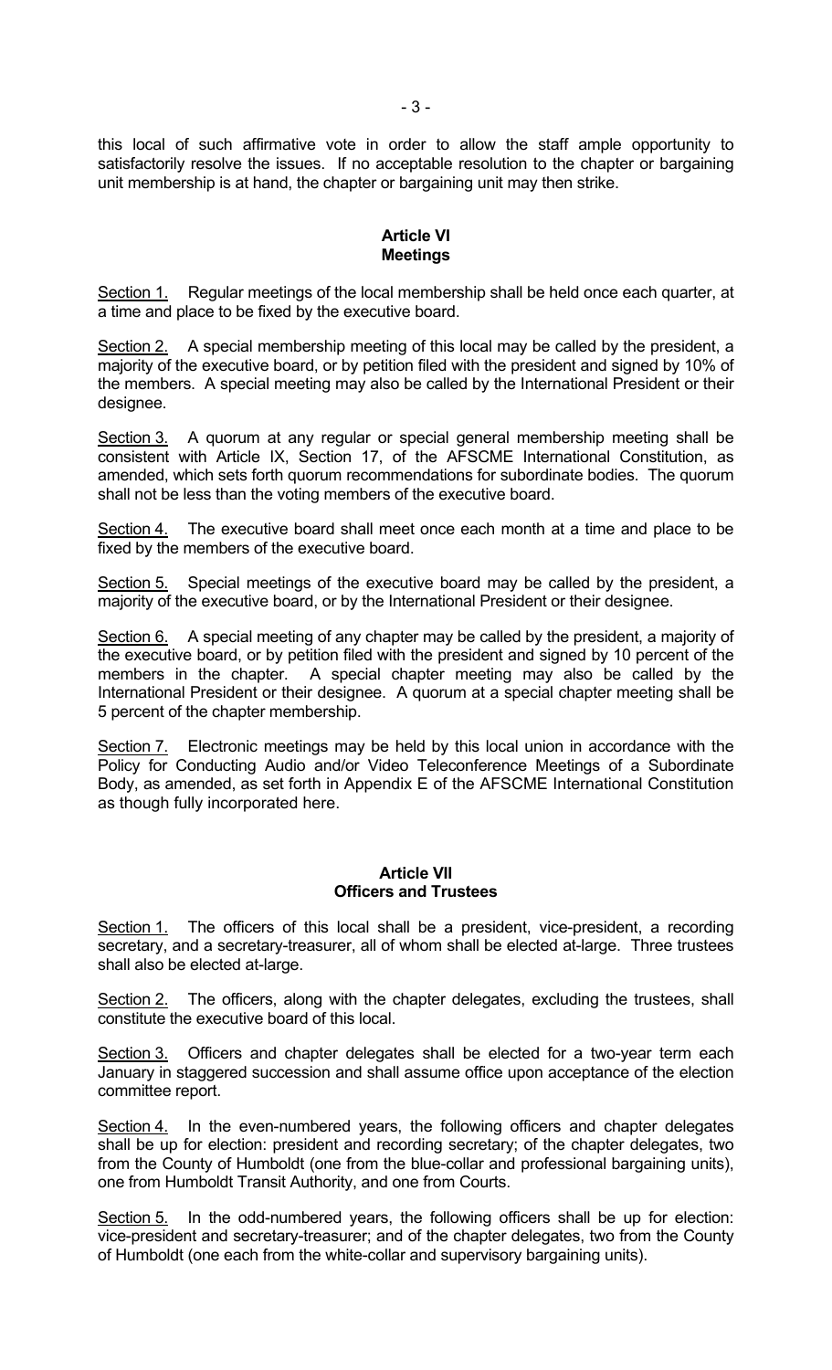this local of such affirmative vote in order to allow the staff ample opportunity to satisfactorily resolve the issues. If no acceptable resolution to the chapter or bargaining unit membership is at hand, the chapter or bargaining unit may then strike.

## Article VI
## Meetings

Section 1. Regular meetings of the local membership shall be held once each quarter, at a time and place to be fixed by the executive board.

Section 2. A special membership meeting of this local may be called by the president, a majority of the executive board, or by petition filed with the president and signed by 10% of the members. A special meeting may also be called by the International President or their designee.

Section 3. A quorum at any regular or special general membership meeting shall be consistent with Article IX, Section 17, of the AFSCME International Constitution, as amended, which sets forth quorum recommendations for subordinate bodies. The quorum shall not be less than the voting members of the executive board.

Section 4. The executive board shall meet once each month at a time and place to be fixed by the members of the executive board.

Section 5. Special meetings of the executive board may be called by the president, a majority of the executive board, or by the International President or their designee.

Section 6. A special meeting of any chapter may be called by the president, a majority of the executive board, or by petition filed with the president and signed by 10 percent of the members in the chapter. A special chapter meeting may also be called by the International President or their designee. A quorum at a special chapter meeting shall be 5 percent of the chapter membership.

Section 7. Electronic meetings may be held by this local union in accordance with the Policy for Conducting Audio and/or Video Teleconference Meetings of a Subordinate Body, as amended, as set forth in Appendix E of the AFSCME International Constitution as though fully incorporated here.

## Article VII
## Officers and Trustees

Section 1. The officers of this local shall be a president, vice-president, a recording secretary, and a secretary-treasurer, all of whom shall be elected at-large. Three trustees shall also be elected at-large.

Section 2. The officers, along with the chapter delegates, excluding the trustees, shall constitute the executive board of this local.

Section 3. Officers and chapter delegates shall be elected for a two-year term each January in staggered succession and shall assume office upon acceptance of the election committee report.

Section 4. In the even-numbered years, the following officers and chapter delegates shall be up for election: president and recording secretary; of the chapter delegates, two from the County of Humboldt (one from the blue-collar and professional bargaining units), one from Humboldt Transit Authority, and one from Courts.

Section 5. In the odd-numbered years, the following officers shall be up for election: vice-president and secretary-treasurer; and of the chapter delegates, two from the County of Humboldt (one each from the white-collar and supervisory bargaining units).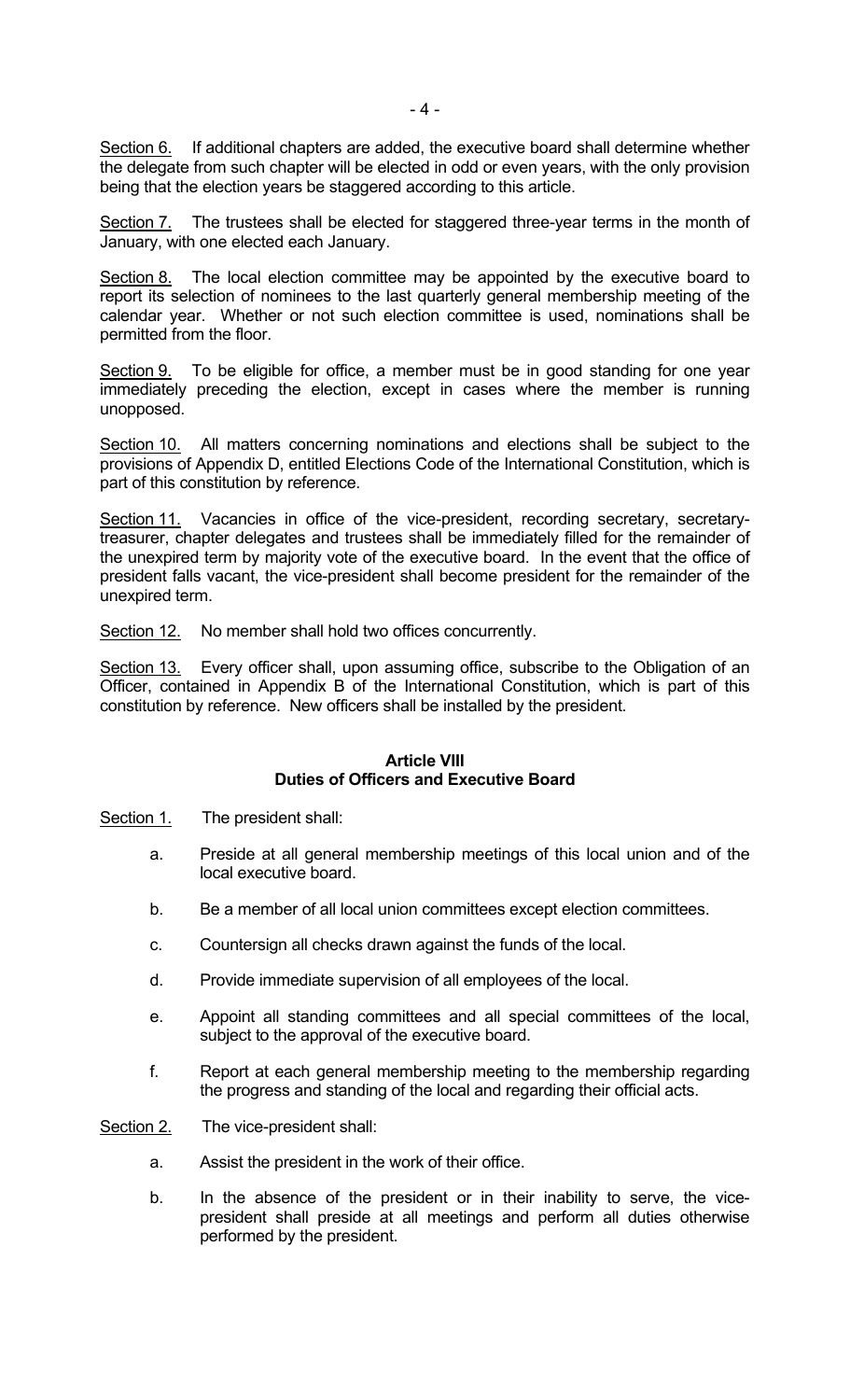Section 6. If additional chapters are added, the executive board shall determine whether the delegate from such chapter will be elected in odd or even years, with the only provision being that the election years be staggered according to this article.

Section 7. The trustees shall be elected for staggered three-year terms in the month of January, with one elected each January.

Section 8. The local election committee may be appointed by the executive board to report its selection of nominees to the last quarterly general membership meeting of the calendar year. Whether or not such election committee is used, nominations shall be permitted from the floor.

Section 9. To be eligible for office, a member must be in good standing for one year immediately preceding the election, except in cases where the member is running unopposed.

Section 10. All matters concerning nominations and elections shall be subject to the provisions of Appendix D, entitled Elections Code of the International Constitution, which is part of this constitution by reference.

Section 11. Vacancies in office of the vice-president, recording secretary, secretary-treasurer, chapter delegates and trustees shall be immediately filled for the remainder of the unexpired term by majority vote of the executive board. In the event that the office of president falls vacant, the vice-president shall become president for the remainder of the unexpired term.

Section 12. No member shall hold two offices concurrently.

Section 13. Every officer shall, upon assuming office, subscribe to the Obligation of an Officer, contained in Appendix B of the International Constitution, which is part of this constitution by reference. New officers shall be installed by the president.

## Article VIII
## Duties of Officers and Executive Board

Section 1. The president shall:

a. Preside at all general membership meetings of this local union and of the local executive board.

b. Be a member of all local union committees except election committees.

c. Countersign all checks drawn against the funds of the local.

d. Provide immediate supervision of all employees of the local.

e. Appoint all standing committees and all special committees of the local, subject to the approval of the executive board.

f. Report at each general membership meeting to the membership regarding the progress and standing of the local and regarding their official acts.

Section 2. The vice-president shall:

a. Assist the president in the work of their office.

b. In the absence of the president or in their inability to serve, the vice-president shall preside at all meetings and perform all duties otherwise performed by the president.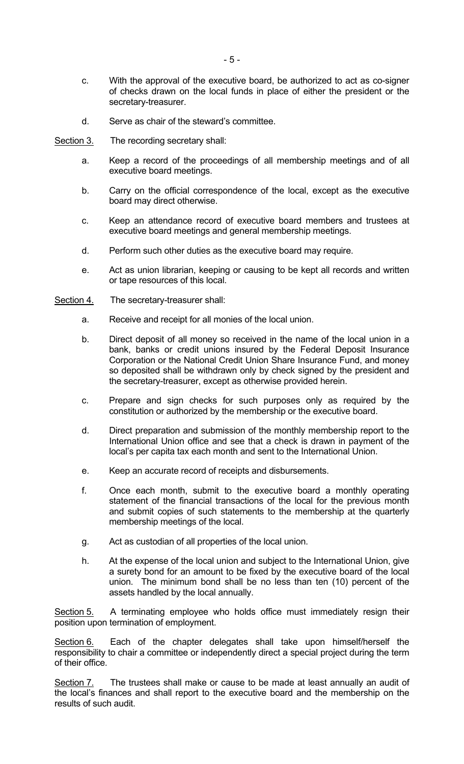c. With the approval of the executive board, be authorized to act as co-signer of checks drawn on the local funds in place of either the president or the secretary-treasurer.

d. Serve as chair of the steward's committee.

<u>Section 3.</u> The recording secretary shall:

a. Keep a record of the proceedings of all membership meetings and of all executive board meetings.

b. Carry on the official correspondence of the local, except as the executive board may direct otherwise.

c. Keep an attendance record of executive board members and trustees at executive board meetings and general membership meetings.

d. Perform such other duties as the executive board may require.

e. Act as union librarian, keeping or causing to be kept all records and written or tape resources of this local.

<u>Section 4.</u> The secretary-treasurer shall:

a. Receive and receipt for all monies of the local union.

b. Direct deposit of all money so received in the name of the local union in a bank, banks or credit unions insured by the Federal Deposit Insurance Corporation or the National Credit Union Share Insurance Fund, and money so deposited shall be withdrawn only by check signed by the president and the secretary-treasurer, except as otherwise provided herein.

c. Prepare and sign checks for such purposes only as required by the constitution or authorized by the membership or the executive board.

d. Direct preparation and submission of the monthly membership report to the International Union office and see that a check is drawn in payment of the local's per capita tax each month and sent to the International Union.

e. Keep an accurate record of receipts and disbursements.

f. Once each month, submit to the executive board a monthly operating statement of the financial transactions of the local for the previous month and submit copies of such statements to the membership at the quarterly membership meetings of the local.

g. Act as custodian of all properties of the local union.

h. At the expense of the local union and subject to the International Union, give a surety bond for an amount to be fixed by the executive board of the local union. The minimum bond shall be no less than ten (10) percent of the assets handled by the local annually.

<u>Section 5.</u> A terminating employee who holds office must immediately resign their position upon termination of employment.

<u>Section 6.</u> Each of the chapter delegates shall take upon himself/herself the responsibility to chair a committee or independently direct a special project during the term of their office.

<u>Section 7.</u> The trustees shall make or cause to be made at least annually an audit of the local's finances and shall report to the executive board and the membership on the results of such audit.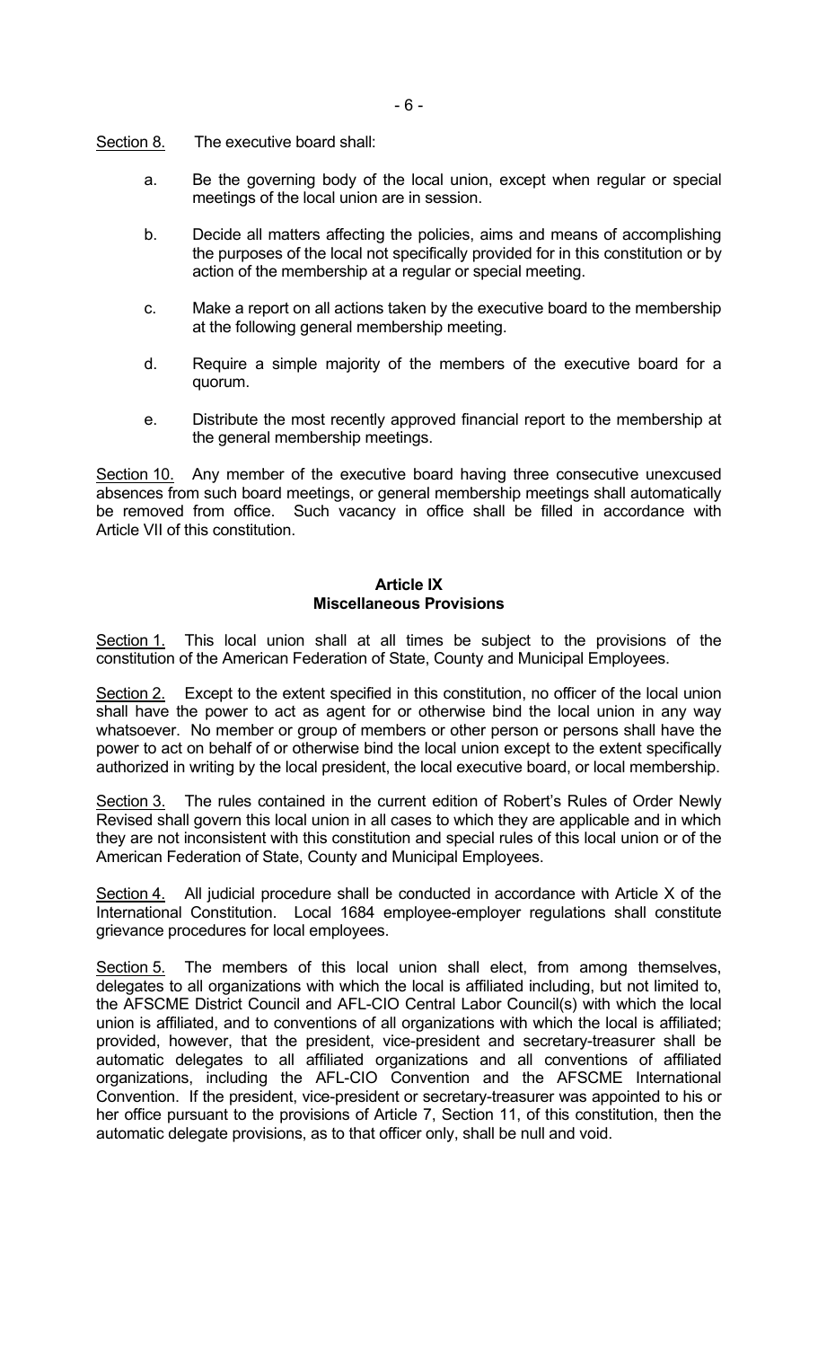Section 8. The executive board shall:

a. Be the governing body of the local union, except when regular or special meetings of the local union are in session.

b. Decide all matters affecting the policies, aims and means of accomplishing the purposes of the local not specifically provided for in this constitution or by action of the membership at a regular or special meeting.

c. Make a report on all actions taken by the executive board to the membership at the following general membership meeting.

d. Require a simple majority of the members of the executive board for a quorum.

e. Distribute the most recently approved financial report to the membership at the general membership meetings.

Section 10. Any member of the executive board having three consecutive unexcused absences from such board meetings, or general membership meetings shall automatically be removed from office. Such vacancy in office shall be filled in accordance with Article VII of this constitution.

## Article IX
## Miscellaneous Provisions

Section 1. This local union shall at all times be subject to the provisions of the constitution of the American Federation of State, County and Municipal Employees.

Section 2. Except to the extent specified in this constitution, no officer of the local union shall have the power to act as agent for or otherwise bind the local union in any way whatsoever. No member or group of members or other person or persons shall have the power to act on behalf of or otherwise bind the local union except to the extent specifically authorized in writing by the local president, the local executive board, or local membership.

Section 3. The rules contained in the current edition of Robert's Rules of Order Newly Revised shall govern this local union in all cases to which they are applicable and in which they are not inconsistent with this constitution and special rules of this local union or of the American Federation of State, County and Municipal Employees.

Section 4. All judicial procedure shall be conducted in accordance with Article X of the International Constitution. Local 1684 employee-employer regulations shall constitute grievance procedures for local employees.

Section 5. The members of this local union shall elect, from among themselves, delegates to all organizations with which the local is affiliated including, but not limited to, the AFSCME District Council and AFL-CIO Central Labor Council(s) with which the local union is affiliated, and to conventions of all organizations with which the local is affiliated; provided, however, that the president, vice-president and secretary-treasurer shall be automatic delegates to all affiliated organizations and all conventions of affiliated organizations, including the AFL-CIO Convention and the AFSCME International Convention. If the president, vice-president or secretary-treasurer was appointed to his or her office pursuant to the provisions of Article 7, Section 11, of this constitution, then the automatic delegate provisions, as to that officer only, shall be null and void.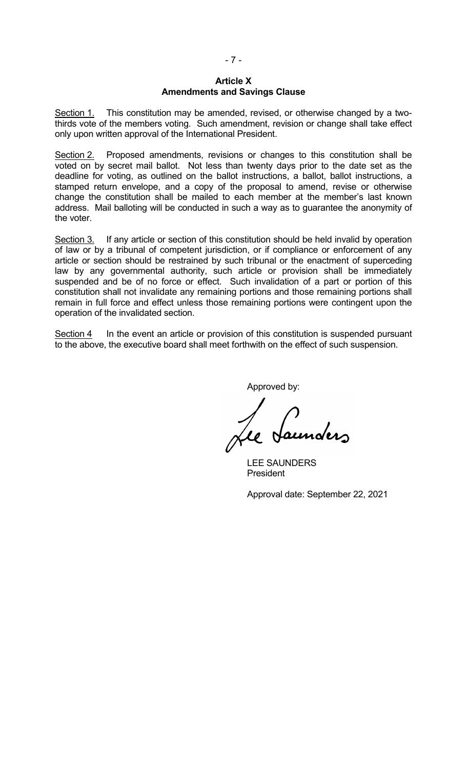## Article X
## Amendments and Savings Clause

Section 1. This constitution may be amended, revised, or otherwise changed by a two-thirds vote of the members voting. Such amendment, revision or change shall take effect only upon written approval of the International President.

Section 2. Proposed amendments, revisions or changes to this constitution shall be voted on by secret mail ballot. Not less than twenty days prior to the date set as the deadline for voting, as outlined on the ballot instructions, a ballot, ballot instructions, a stamped return envelope, and a copy of the proposal to amend, revise or otherwise change the constitution shall be mailed to each member at the member's last known address. Mail balloting will be conducted in such a way as to guarantee the anonymity of the voter.

Section 3. If any article or section of this constitution should be held invalid by operation of law or by a tribunal of competent jurisdiction, or if compliance or enforcement of any article or section should be restrained by such tribunal or the enactment of superceding law by any governmental authority, such article or provision shall be immediately suspended and be of no force or effect. Such invalidation of a part or portion of this constitution shall not invalidate any remaining portions and those remaining portions shall remain in full force and effect unless those remaining portions were contingent upon the operation of the invalidated section.

Section 4 In the event an article or provision of this constitution is suspended pursuant to the above, the executive board shall meet forthwith on the effect of such suspension.

Approved by:

Lee Saunders

LEE SAUNDERS
President

Approval date: September 22, 2021